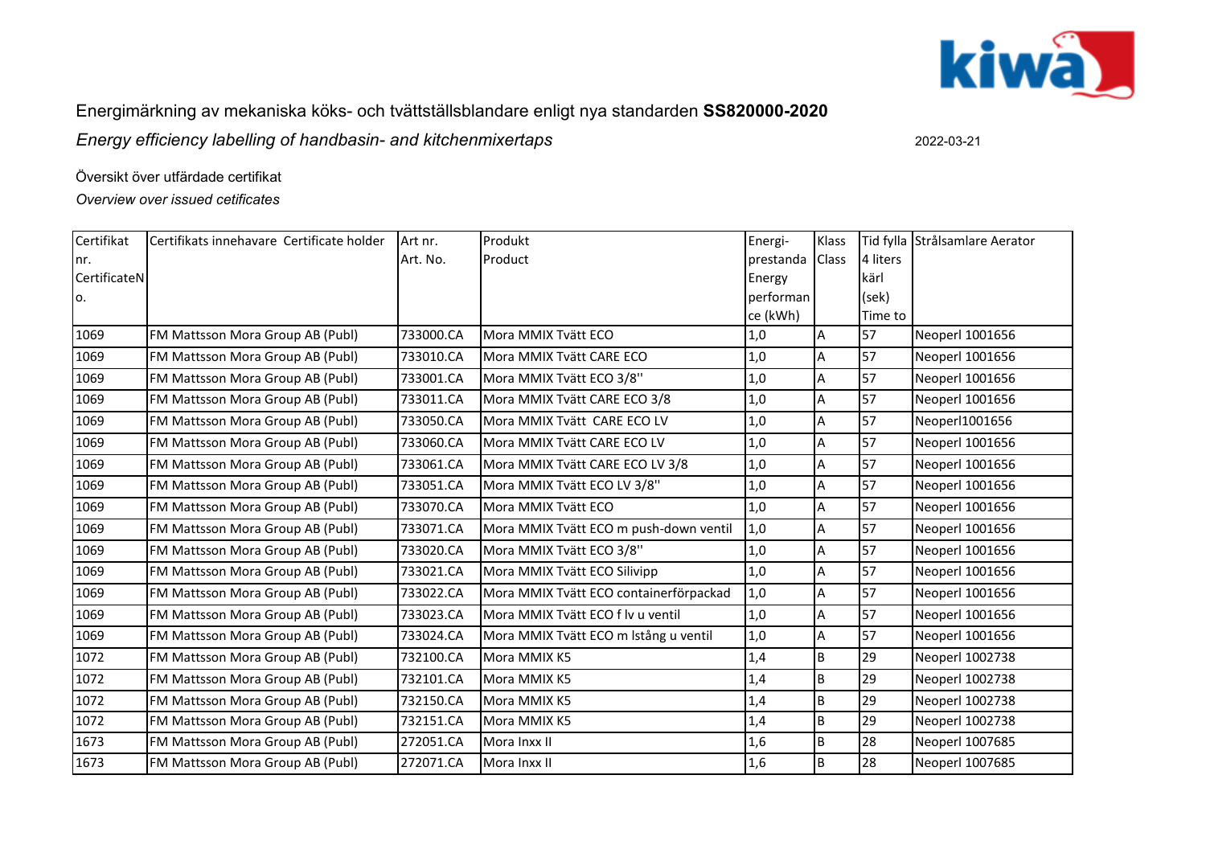Energimärkning av mekaniska köks- och tvättställsblandare enligt nya standarden **SS820000-2020**

*Energy efficiency labelling of handbasin- and kitchenmixertaps*

2022-03-21

Översikt över utfärdade certifikat

*Overview over issued cetificates*

| Certifikat nr. CertificateNo. | Certifikats innehavare Certificate holder | Art nr. Art. No. | Produkt Product | Energi-prestanda Energy performance (kWh) | Klass Class | Tid fylla 4 liters kärl (sek) Time to | Strålsamlare Aerator |
|---|---|---|---|---|---|---|---|
| 1069 | FM Mattsson Mora Group AB (Publ) | 733000.CA | Mora MMIX Tvätt ECO | 1,0 | A | 57 | Neoperl 1001656 |
| 1069 | FM Mattsson Mora Group AB (Publ) | 733010.CA | Mora MMIX Tvätt CARE ECO | 1,0 | A | 57 | Neoperl 1001656 |
| 1069 | FM Mattsson Mora Group AB (Publ) | 733001.CA | Mora MMIX Tvätt ECO 3/8'' | 1,0 | A | 57 | Neoperl 1001656 |
| 1069 | FM Mattsson Mora Group AB (Publ) | 733011.CA | Mora MMIX Tvätt CARE ECO 3/8 | 1,0 | A | 57 | Neoperl 1001656 |
| 1069 | FM Mattsson Mora Group AB (Publ) | 733050.CA | Mora MMIX Tvätt CARE ECO LV | 1,0 | A | 57 | Neoperl1001656 |
| 1069 | FM Mattsson Mora Group AB (Publ) | 733060.CA | Mora MMIX Tvätt CARE ECO LV | 1,0 | A | 57 | Neoperl 1001656 |
| 1069 | FM Mattsson Mora Group AB (Publ) | 733061.CA | Mora MMIX Tvätt CARE ECO LV 3/8 | 1,0 | A | 57 | Neoperl 1001656 |
| 1069 | FM Mattsson Mora Group AB (Publ) | 733051.CA | Mora MMIX Tvätt ECO LV 3/8'' | 1,0 | A | 57 | Neoperl 1001656 |
| 1069 | FM Mattsson Mora Group AB (Publ) | 733070.CA | Mora MMIX Tvätt ECO | 1,0 | A | 57 | Neoperl 1001656 |
| 1069 | FM Mattsson Mora Group AB (Publ) | 733071.CA | Mora MMIX Tvätt ECO m push-down ventil | 1,0 | A | 57 | Neoperl 1001656 |
| 1069 | FM Mattsson Mora Group AB (Publ) | 733020.CA | Mora MMIX Tvätt ECO 3/8'' | 1,0 | A | 57 | Neoperl 1001656 |
| 1069 | FM Mattsson Mora Group AB (Publ) | 733021.CA | Mora MMIX Tvätt ECO Silivipp | 1,0 | A | 57 | Neoperl 1001656 |
| 1069 | FM Mattsson Mora Group AB (Publ) | 733022.CA | Mora MMIX Tvätt ECO containerförpackad | 1,0 | A | 57 | Neoperl 1001656 |
| 1069 | FM Mattsson Mora Group AB (Publ) | 733023.CA | Mora MMIX Tvätt ECO f lv u ventil | 1,0 | A | 57 | Neoperl 1001656 |
| 1069 | FM Mattsson Mora Group AB (Publ) | 733024.CA | Mora MMIX Tvätt ECO m lstång u ventil | 1,0 | A | 57 | Neoperl 1001656 |
| 1072 | FM Mattsson Mora Group AB (Publ) | 732100.CA | Mora MMIX K5 | 1,4 | B | 29 | Neoperl 1002738 |
| 1072 | FM Mattsson Mora Group AB (Publ) | 732101.CA | Mora MMIX K5 | 1,4 | B | 29 | Neoperl 1002738 |
| 1072 | FM Mattsson Mora Group AB (Publ) | 732150.CA | Mora MMIX K5 | 1,4 | B | 29 | Neoperl 1002738 |
| 1072 | FM Mattsson Mora Group AB (Publ) | 732151.CA | Mora MMIX K5 | 1,4 | B | 29 | Neoperl 1002738 |
| 1673 | FM Mattsson Mora Group AB (Publ) | 272051.CA | Mora Inxx II | 1,6 | B | 28 | Neoperl 1007685 |
| 1673 | FM Mattsson Mora Group AB (Publ) | 272071.CA | Mora Inxx II | 1,6 | B | 28 | Neoperl 1007685 |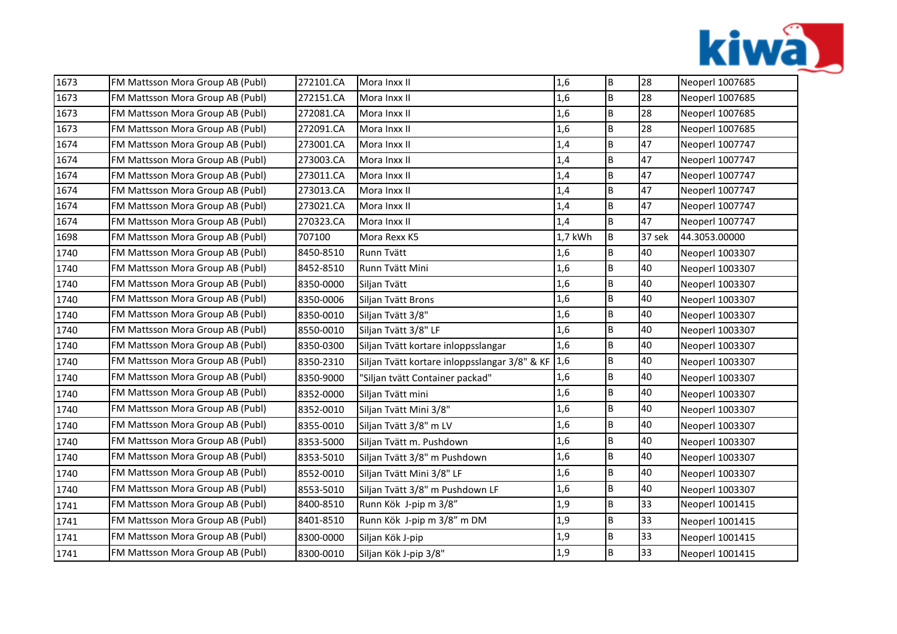| | | | | | | | |
|---|---|---|---|---|---|---|---|
| 1673 | FM Mattsson Mora Group AB (Publ) | 272101.CA | Mora Inxx II | 1,6 | B | 28 | Neoperl 1007685 |
| 1673 | FM Mattsson Mora Group AB (Publ) | 272151.CA | Mora Inxx II | 1,6 | B | 28 | Neoperl 1007685 |
| 1673 | FM Mattsson Mora Group AB (Publ) | 272081.CA | Mora Inxx II | 1,6 | B | 28 | Neoperl 1007685 |
| 1673 | FM Mattsson Mora Group AB (Publ) | 272091.CA | Mora Inxx II | 1,6 | B | 28 | Neoperl 1007685 |
| 1674 | FM Mattsson Mora Group AB (Publ) | 273001.CA | Mora Inxx II | 1,4 | B | 47 | Neoperl 1007747 |
| 1674 | FM Mattsson Mora Group AB (Publ) | 273003.CA | Mora Inxx II | 1,4 | B | 47 | Neoperl 1007747 |
| 1674 | FM Mattsson Mora Group AB (Publ) | 273011.CA | Mora Inxx II | 1,4 | B | 47 | Neoperl 1007747 |
| 1674 | FM Mattsson Mora Group AB (Publ) | 273013.CA | Mora Inxx II | 1,4 | B | 47 | Neoperl 1007747 |
| 1674 | FM Mattsson Mora Group AB (Publ) | 273021.CA | Mora Inxx II | 1,4 | B | 47 | Neoperl 1007747 |
| 1674 | FM Mattsson Mora Group AB (Publ) | 270323.CA | Mora Inxx II | 1,4 | B | 47 | Neoperl 1007747 |
| 1698 | FM Mattsson Mora Group AB (Publ) | 707100 | Mora Rexx K5 | 1,7 kWh | B | 37 sek | 44.3053.00000 |
| 1740 | FM Mattsson Mora Group AB (Publ) | 8450-8510 | Runn Tvätt | 1,6 | B | 40 | Neoperl 1003307 |
| 1740 | FM Mattsson Mora Group AB (Publ) | 8452-8510 | Runn Tvätt Mini | 1,6 | B | 40 | Neoperl 1003307 |
| 1740 | FM Mattsson Mora Group AB (Publ) | 8350-0000 | Siljan Tvätt | 1,6 | B | 40 | Neoperl 1003307 |
| 1740 | FM Mattsson Mora Group AB (Publ) | 8350-0006 | Siljan Tvätt Brons | 1,6 | B | 40 | Neoperl 1003307 |
| 1740 | FM Mattsson Mora Group AB (Publ) | 8350-0010 | Siljan Tvätt 3/8" | 1,6 | B | 40 | Neoperl 1003307 |
| 1740 | FM Mattsson Mora Group AB (Publ) | 8550-0010 | Siljan Tvätt 3/8" LF | 1,6 | B | 40 | Neoperl 1003307 |
| 1740 | FM Mattsson Mora Group AB (Publ) | 8350-0300 | Siljan Tvätt kortare inloppsslangar | 1,6 | B | 40 | Neoperl 1003307 |
| 1740 | FM Mattsson Mora Group AB (Publ) | 8350-2310 | Siljan Tvätt kortare inloppsslangar 3/8" & KF | 1,6 | B | 40 | Neoperl 1003307 |
| 1740 | FM Mattsson Mora Group AB (Publ) | 8350-9000 | "Siljan tvätt Container packad" | 1,6 | B | 40 | Neoperl 1003307 |
| 1740 | FM Mattsson Mora Group AB (Publ) | 8352-0000 | Siljan Tvätt mini | 1,6 | B | 40 | Neoperl 1003307 |
| 1740 | FM Mattsson Mora Group AB (Publ) | 8352-0010 | Siljan Tvätt Mini 3/8" | 1,6 | B | 40 | Neoperl 1003307 |
| 1740 | FM Mattsson Mora Group AB (Publ) | 8355-0010 | Siljan Tvätt 3/8" m LV | 1,6 | B | 40 | Neoperl 1003307 |
| 1740 | FM Mattsson Mora Group AB (Publ) | 8353-5000 | Siljan Tvätt m. Pushdown | 1,6 | B | 40 | Neoperl 1003307 |
| 1740 | FM Mattsson Mora Group AB (Publ) | 8353-5010 | Siljan Tvätt 3/8" m Pushdown | 1,6 | B | 40 | Neoperl 1003307 |
| 1740 | FM Mattsson Mora Group AB (Publ) | 8552-0010 | Siljan Tvätt Mini 3/8" LF | 1,6 | B | 40 | Neoperl 1003307 |
| 1740 | FM Mattsson Mora Group AB (Publ) | 8553-5010 | Siljan Tvätt 3/8" m Pushdown LF | 1,6 | B | 40 | Neoperl 1003307 |
| 1741 | FM Mattsson Mora Group AB (Publ) | 8400-8510 | Runn Kök J-pip m 3/8" | 1,9 | B | 33 | Neoperl 1001415 |
| 1741 | FM Mattsson Mora Group AB (Publ) | 8401-8510 | Runn Kök J-pip m 3/8" m DM | 1,9 | B | 33 | Neoperl 1001415 |
| 1741 | FM Mattsson Mora Group AB (Publ) | 8300-0000 | Siljan Kök J-pip | 1,9 | B | 33 | Neoperl 1001415 |
| 1741 | FM Mattsson Mora Group AB (Publ) | 8300-0010 | Siljan Kök J-pip 3/8" | 1,9 | B | 33 | Neoperl 1001415 |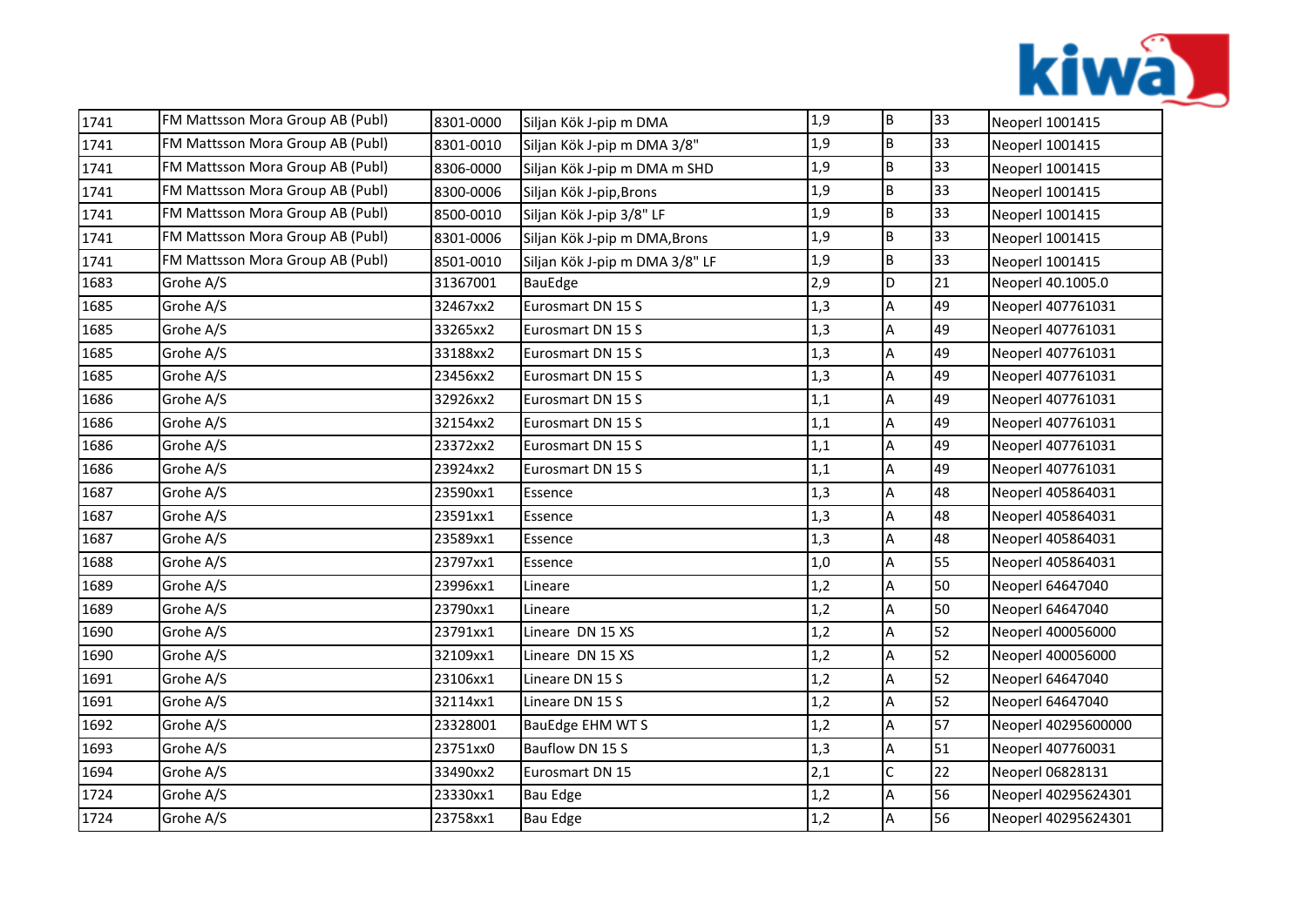| | | | | | | | |
|---|---|---|---|---|---|---|---|
| 1741 | FM Mattsson Mora Group AB (Publ) | 8301-0000 | Siljan Kök J-pip m DMA | 1,9 | B | 33 | Neoperl 1001415 |
| 1741 | FM Mattsson Mora Group AB (Publ) | 8301-0010 | Siljan Kök J-pip m DMA 3/8" | 1,9 | B | 33 | Neoperl 1001415 |
| 1741 | FM Mattsson Mora Group AB (Publ) | 8306-0000 | Siljan Kök J-pip m DMA m SHD | 1,9 | B | 33 | Neoperl 1001415 |
| 1741 | FM Mattsson Mora Group AB (Publ) | 8300-0006 | Siljan Kök J-pip,Brons | 1,9 | B | 33 | Neoperl 1001415 |
| 1741 | FM Mattsson Mora Group AB (Publ) | 8500-0010 | Siljan Kök J-pip 3/8" LF | 1,9 | B | 33 | Neoperl 1001415 |
| 1741 | FM Mattsson Mora Group AB (Publ) | 8301-0006 | Siljan Kök J-pip m DMA,Brons | 1,9 | B | 33 | Neoperl 1001415 |
| 1741 | FM Mattsson Mora Group AB (Publ) | 8501-0010 | Siljan Kök J-pip m DMA 3/8" LF | 1,9 | B | 33 | Neoperl 1001415 |
| 1683 | Grohe A/S | 31367001 | BauEdge | 2,9 | D | 21 | Neoperl 40.1005.0 |
| 1685 | Grohe A/S | 32467xx2 | Eurosmart DN 15 S | 1,3 | A | 49 | Neoperl 407761031 |
| 1685 | Grohe A/S | 33265xx2 | Eurosmart DN 15 S | 1,3 | A | 49 | Neoperl 407761031 |
| 1685 | Grohe A/S | 33188xx2 | Eurosmart DN 15 S | 1,3 | A | 49 | Neoperl 407761031 |
| 1685 | Grohe A/S | 23456xx2 | Eurosmart DN 15 S | 1,3 | A | 49 | Neoperl 407761031 |
| 1686 | Grohe A/S | 32926xx2 | Eurosmart DN 15 S | 1,1 | A | 49 | Neoperl 407761031 |
| 1686 | Grohe A/S | 32154xx2 | Eurosmart DN 15 S | 1,1 | A | 49 | Neoperl 407761031 |
| 1686 | Grohe A/S | 23372xx2 | Eurosmart DN 15 S | 1,1 | A | 49 | Neoperl 407761031 |
| 1686 | Grohe A/S | 23924xx2 | Eurosmart DN 15 S | 1,1 | A | 49 | Neoperl 407761031 |
| 1687 | Grohe A/S | 23590xx1 | Essence | 1,3 | A | 48 | Neoperl 405864031 |
| 1687 | Grohe A/S | 23591xx1 | Essence | 1,3 | A | 48 | Neoperl 405864031 |
| 1687 | Grohe A/S | 23589xx1 | Essence | 1,3 | A | 48 | Neoperl 405864031 |
| 1688 | Grohe A/S | 23797xx1 | Essence | 1,0 | A | 55 | Neoperl 405864031 |
| 1689 | Grohe A/S | 23996xx1 | Lineare | 1,2 | A | 50 | Neoperl 64647040 |
| 1689 | Grohe A/S | 23790xx1 | Lineare | 1,2 | A | 50 | Neoperl 64647040 |
| 1690 | Grohe A/S | 23791xx1 | Lineare DN 15 XS | 1,2 | A | 52 | Neoperl 400056000 |
| 1690 | Grohe A/S | 32109xx1 | Lineare DN 15 XS | 1,2 | A | 52 | Neoperl 400056000 |
| 1691 | Grohe A/S | 23106xx1 | Lineare DN 15 S | 1,2 | A | 52 | Neoperl 64647040 |
| 1691 | Grohe A/S | 32114xx1 | Lineare DN 15 S | 1,2 | A | 52 | Neoperl 64647040 |
| 1692 | Grohe A/S | 23328001 | BauEdge EHM WT S | 1,2 | A | 57 | Neoperl 40295600000 |
| 1693 | Grohe A/S | 23751xx0 | Bauflow DN 15 S | 1,3 | A | 51 | Neoperl 407760031 |
| 1694 | Grohe A/S | 33490xx2 | Eurosmart DN 15 | 2,1 | C | 22 | Neoperl 06828131 |
| 1724 | Grohe A/S | 23330xx1 | Bau Edge | 1,2 | A | 56 | Neoperl 40295624301 |
| 1724 | Grohe A/S | 23758xx1 | Bau Edge | 1,2 | A | 56 | Neoperl 40295624301 |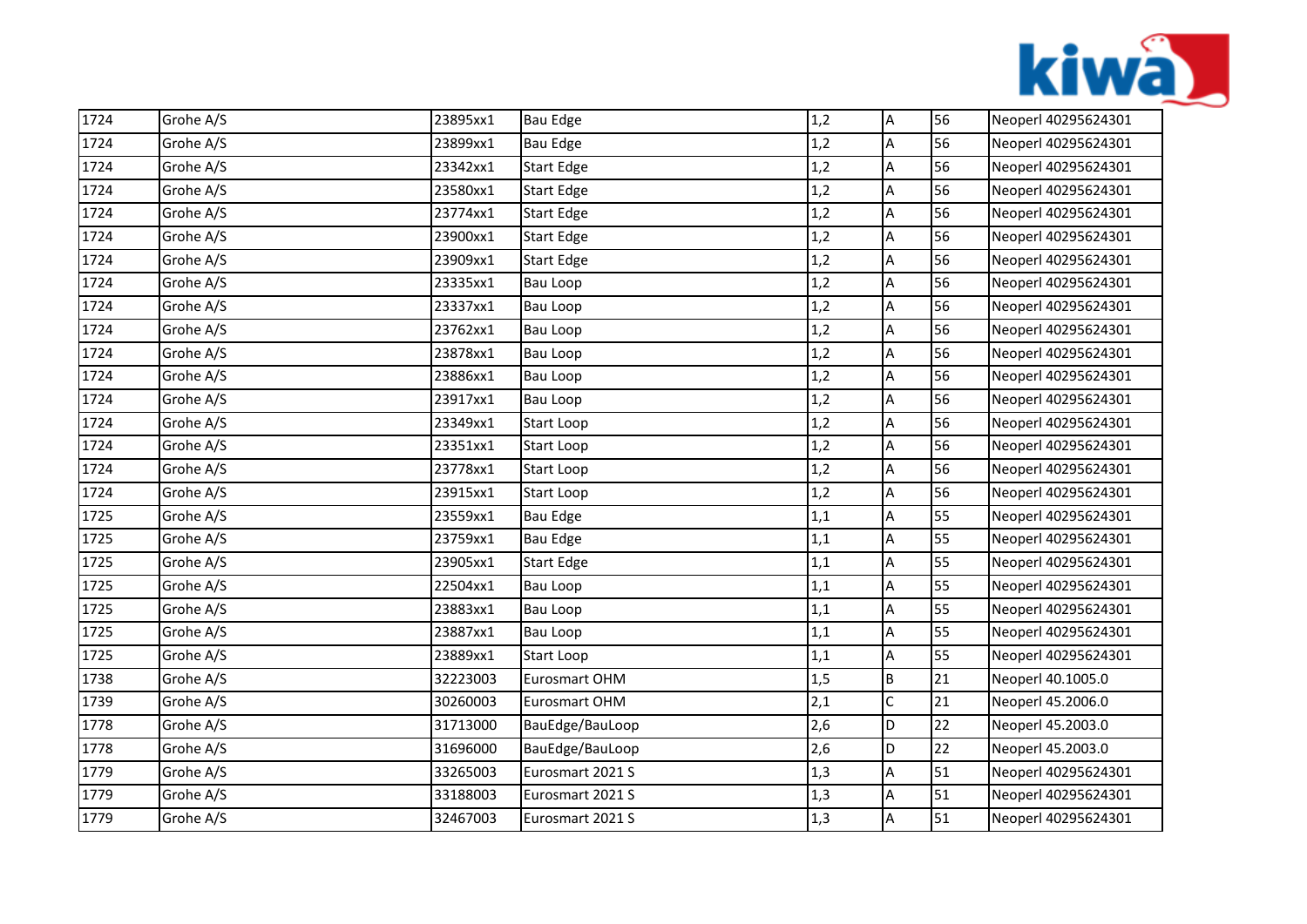| 1724 | Grohe A/S | 23895xx1 | Bau Edge | 1,2 | A | 56 | Neoperl 40295624301 |
|---|---|---|---|---|---|---|---|
| 1724 | Grohe A/S | 23899xx1 | Bau Edge | 1,2 | A | 56 | Neoperl 40295624301 |
| 1724 | Grohe A/S | 23342xx1 | Start Edge | 1,2 | A | 56 | Neoperl 40295624301 |
| 1724 | Grohe A/S | 23580xx1 | Start Edge | 1,2 | A | 56 | Neoperl 40295624301 |
| 1724 | Grohe A/S | 23774xx1 | Start Edge | 1,2 | A | 56 | Neoperl 40295624301 |
| 1724 | Grohe A/S | 23900xx1 | Start Edge | 1,2 | A | 56 | Neoperl 40295624301 |
| 1724 | Grohe A/S | 23909xx1 | Start Edge | 1,2 | A | 56 | Neoperl 40295624301 |
| 1724 | Grohe A/S | 23335xx1 | Bau Loop | 1,2 | A | 56 | Neoperl 40295624301 |
| 1724 | Grohe A/S | 23337xx1 | Bau Loop | 1,2 | A | 56 | Neoperl 40295624301 |
| 1724 | Grohe A/S | 23762xx1 | Bau Loop | 1,2 | A | 56 | Neoperl 40295624301 |
| 1724 | Grohe A/S | 23878xx1 | Bau Loop | 1,2 | A | 56 | Neoperl 40295624301 |
| 1724 | Grohe A/S | 23886xx1 | Bau Loop | 1,2 | A | 56 | Neoperl 40295624301 |
| 1724 | Grohe A/S | 23917xx1 | Bau Loop | 1,2 | A | 56 | Neoperl 40295624301 |
| 1724 | Grohe A/S | 23349xx1 | Start Loop | 1,2 | A | 56 | Neoperl 40295624301 |
| 1724 | Grohe A/S | 23351xx1 | Start Loop | 1,2 | A | 56 | Neoperl 40295624301 |
| 1724 | Grohe A/S | 23778xx1 | Start Loop | 1,2 | A | 56 | Neoperl 40295624301 |
| 1724 | Grohe A/S | 23915xx1 | Start Loop | 1,2 | A | 56 | Neoperl 40295624301 |
| 1725 | Grohe A/S | 23559xx1 | Bau Edge | 1,1 | A | 55 | Neoperl 40295624301 |
| 1725 | Grohe A/S | 23759xx1 | Bau Edge | 1,1 | A | 55 | Neoperl 40295624301 |
| 1725 | Grohe A/S | 23905xx1 | Start Edge | 1,1 | A | 55 | Neoperl 40295624301 |
| 1725 | Grohe A/S | 22504xx1 | Bau Loop | 1,1 | A | 55 | Neoperl 40295624301 |
| 1725 | Grohe A/S | 23883xx1 | Bau Loop | 1,1 | A | 55 | Neoperl 40295624301 |
| 1725 | Grohe A/S | 23887xx1 | Bau Loop | 1,1 | A | 55 | Neoperl 40295624301 |
| 1725 | Grohe A/S | 23889xx1 | Start Loop | 1,1 | A | 55 | Neoperl 40295624301 |
| 1738 | Grohe A/S | 32223003 | Eurosmart OHM | 1,5 | B | 21 | Neoperl 40.1005.0 |
| 1739 | Grohe A/S | 30260003 | Eurosmart OHM | 2,1 | C | 21 | Neoperl 45.2006.0 |
| 1778 | Grohe A/S | 31713000 | BauEdge/BauLoop | 2,6 | D | 22 | Neoperl 45.2003.0 |
| 1778 | Grohe A/S | 31696000 | BauEdge/BauLoop | 2,6 | D | 22 | Neoperl 45.2003.0 |
| 1779 | Grohe A/S | 33265003 | Eurosmart 2021 S | 1,3 | A | 51 | Neoperl 40295624301 |
| 1779 | Grohe A/S | 33188003 | Eurosmart 2021 S | 1,3 | A | 51 | Neoperl 40295624301 |
| 1779 | Grohe A/S | 32467003 | Eurosmart 2021 S | 1,3 | A | 51 | Neoperl 40295624301 |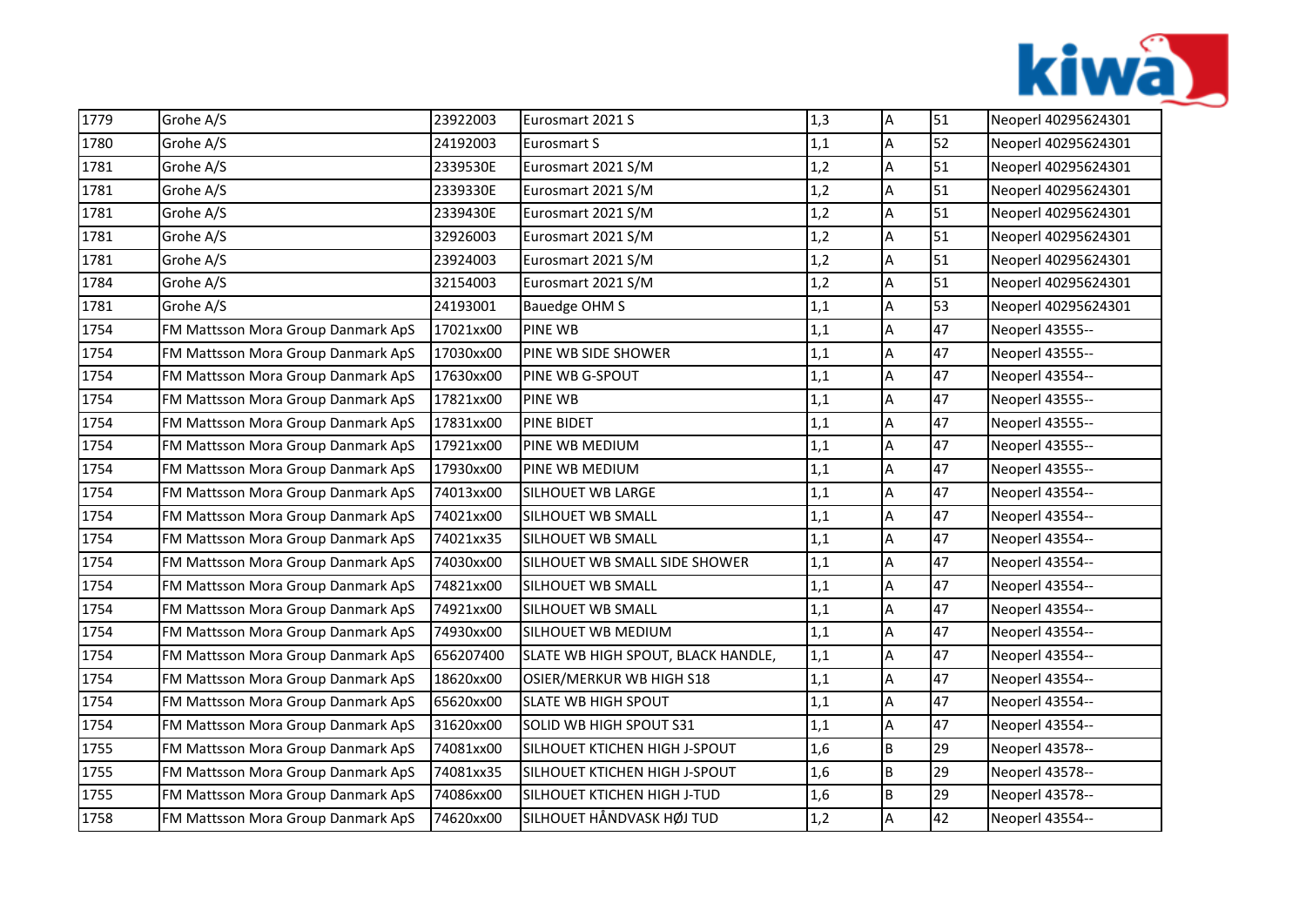| | | | | | | | |
|---|---|---|---|---|---|---|---|
| 1779 | Grohe A/S | 23922003 | Eurosmart 2021 S | 1,3 | A | 51 | Neoperl 40295624301 |
| 1780 | Grohe A/S | 24192003 | Eurosmart S | 1,1 | A | 52 | Neoperl 40295624301 |
| 1781 | Grohe A/S | 2339530E | Eurosmart 2021 S/M | 1,2 | A | 51 | Neoperl 40295624301 |
| 1781 | Grohe A/S | 2339330E | Eurosmart 2021 S/M | 1,2 | A | 51 | Neoperl 40295624301 |
| 1781 | Grohe A/S | 2339430E | Eurosmart 2021 S/M | 1,2 | A | 51 | Neoperl 40295624301 |
| 1781 | Grohe A/S | 32926003 | Eurosmart 2021 S/M | 1,2 | A | 51 | Neoperl 40295624301 |
| 1781 | Grohe A/S | 23924003 | Eurosmart 2021 S/M | 1,2 | A | 51 | Neoperl 40295624301 |
| 1784 | Grohe A/S | 32154003 | Eurosmart 2021 S/M | 1,2 | A | 51 | Neoperl 40295624301 |
| 1781 | Grohe A/S | 24193001 | Bauedge OHM S | 1,1 | A | 53 | Neoperl 40295624301 |
| 1754 | FM Mattsson Mora Group Danmark ApS | 17021xx00 | PINE WB | 1,1 | A | 47 | Neoperl 43555-- |
| 1754 | FM Mattsson Mora Group Danmark ApS | 17030xx00 | PINE WB SIDE SHOWER | 1,1 | A | 47 | Neoperl 43555-- |
| 1754 | FM Mattsson Mora Group Danmark ApS | 17630xx00 | PINE WB G-SPOUT | 1,1 | A | 47 | Neoperl 43554-- |
| 1754 | FM Mattsson Mora Group Danmark ApS | 17821xx00 | PINE WB | 1,1 | A | 47 | Neoperl 43555-- |
| 1754 | FM Mattsson Mora Group Danmark ApS | 17831xx00 | PINE BIDET | 1,1 | A | 47 | Neoperl 43555-- |
| 1754 | FM Mattsson Mora Group Danmark ApS | 17921xx00 | PINE WB MEDIUM | 1,1 | A | 47 | Neoperl 43555-- |
| 1754 | FM Mattsson Mora Group Danmark ApS | 17930xx00 | PINE WB MEDIUM | 1,1 | A | 47 | Neoperl 43555-- |
| 1754 | FM Mattsson Mora Group Danmark ApS | 74013xx00 | SILHOUET WB LARGE | 1,1 | A | 47 | Neoperl 43554-- |
| 1754 | FM Mattsson Mora Group Danmark ApS | 74021xx00 | SILHOUET WB SMALL | 1,1 | A | 47 | Neoperl 43554-- |
| 1754 | FM Mattsson Mora Group Danmark ApS | 74021xx35 | SILHOUET WB SMALL | 1,1 | A | 47 | Neoperl 43554-- |
| 1754 | FM Mattsson Mora Group Danmark ApS | 74030xx00 | SILHOUET WB SMALL SIDE SHOWER | 1,1 | A | 47 | Neoperl 43554-- |
| 1754 | FM Mattsson Mora Group Danmark ApS | 74821xx00 | SILHOUET WB SMALL | 1,1 | A | 47 | Neoperl 43554-- |
| 1754 | FM Mattsson Mora Group Danmark ApS | 74921xx00 | SILHOUET WB SMALL | 1,1 | A | 47 | Neoperl 43554-- |
| 1754 | FM Mattsson Mora Group Danmark ApS | 74930xx00 | SILHOUET WB MEDIUM | 1,1 | A | 47 | Neoperl 43554-- |
| 1754 | FM Mattsson Mora Group Danmark ApS | 656207400 | SLATE WB HIGH SPOUT, BLACK HANDLE, | 1,1 | A | 47 | Neoperl 43554-- |
| 1754 | FM Mattsson Mora Group Danmark ApS | 18620xx00 | OSIER/MERKUR WB HIGH S18 | 1,1 | A | 47 | Neoperl 43554-- |
| 1754 | FM Mattsson Mora Group Danmark ApS | 65620xx00 | SLATE WB HIGH SPOUT | 1,1 | A | 47 | Neoperl 43554-- |
| 1754 | FM Mattsson Mora Group Danmark ApS | 31620xx00 | SOLID WB HIGH SPOUT S31 | 1,1 | A | 47 | Neoperl 43554-- |
| 1755 | FM Mattsson Mora Group Danmark ApS | 74081xx00 | SILHOUET KTICHEN HIGH J-SPOUT | 1,6 | B | 29 | Neoperl 43578-- |
| 1755 | FM Mattsson Mora Group Danmark ApS | 74081xx35 | SILHOUET KTICHEN HIGH J-SPOUT | 1,6 | B | 29 | Neoperl 43578-- |
| 1755 | FM Mattsson Mora Group Danmark ApS | 74086xx00 | SILHOUET KTICHEN HIGH J-TUD | 1,6 | B | 29 | Neoperl 43578-- |
| 1758 | FM Mattsson Mora Group Danmark ApS | 74620xx00 | SILHOUET HÅNDVASK HØJ TUD | 1,2 | A | 42 | Neoperl 43554-- |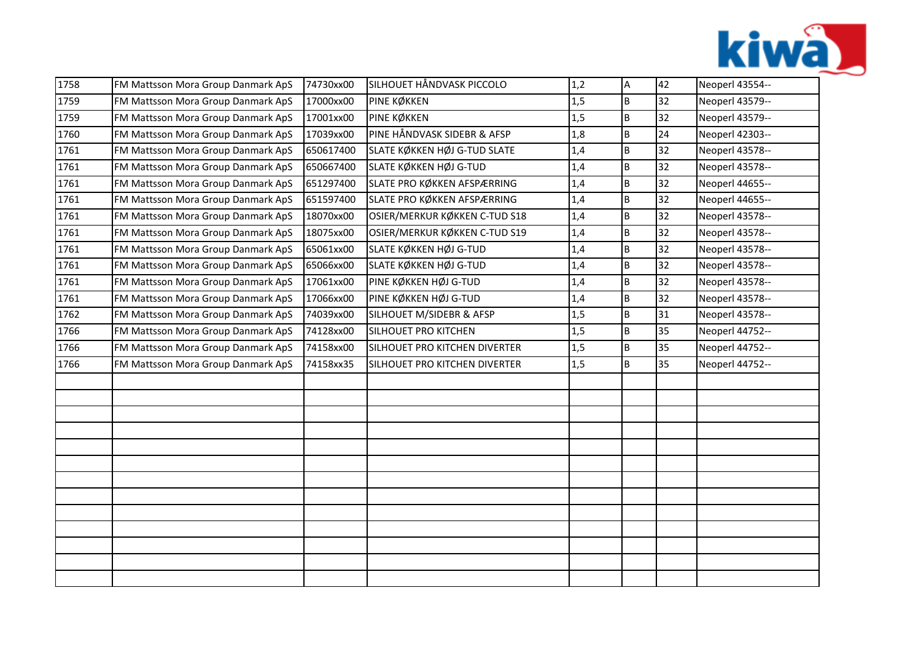| 1758 | FM Mattsson Mora Group Danmark ApS | 74730xx00 | SILHOUET HÅNDVASK PICCOLO | 1,2 | A | 42 | Neoperl 43554-- |
|---|---|---|---|---|---|---|---|
| 1759 | FM Mattsson Mora Group Danmark ApS | 17000xx00 | PINE KØKKEN | 1,5 | B | 32 | Neoperl 43579-- |
| 1759 | FM Mattsson Mora Group Danmark ApS | 17001xx00 | PINE KØKKEN | 1,5 | B | 32 | Neoperl 43579-- |
| 1760 | FM Mattsson Mora Group Danmark ApS | 17039xx00 | PINE HÅNDVASK SIDEBR & AFSP | 1,8 | B | 24 | Neoperl 42303-- |
| 1761 | FM Mattsson Mora Group Danmark ApS | 650617400 | SLATE KØKKEN HØJ G-TUD SLATE | 1,4 | B | 32 | Neoperl 43578-- |
| 1761 | FM Mattsson Mora Group Danmark ApS | 650667400 | SLATE KØKKEN HØJ G-TUD | 1,4 | B | 32 | Neoperl 43578-- |
| 1761 | FM Mattsson Mora Group Danmark ApS | 651297400 | SLATE PRO KØKKEN AFSPÆRRING | 1,4 | B | 32 | Neoperl 44655-- |
| 1761 | FM Mattsson Mora Group Danmark ApS | 651597400 | SLATE PRO KØKKEN AFSPÆRRING | 1,4 | B | 32 | Neoperl 44655-- |
| 1761 | FM Mattsson Mora Group Danmark ApS | 18070xx00 | OSIER/MERKUR KØKKEN C-TUD S18 | 1,4 | B | 32 | Neoperl 43578-- |
| 1761 | FM Mattsson Mora Group Danmark ApS | 18075xx00 | OSIER/MERKUR KØKKEN C-TUD S19 | 1,4 | B | 32 | Neoperl 43578-- |
| 1761 | FM Mattsson Mora Group Danmark ApS | 65061xx00 | SLATE KØKKEN HØJ G-TUD | 1,4 | B | 32 | Neoperl 43578-- |
| 1761 | FM Mattsson Mora Group Danmark ApS | 65066xx00 | SLATE KØKKEN HØJ G-TUD | 1,4 | B | 32 | Neoperl 43578-- |
| 1761 | FM Mattsson Mora Group Danmark ApS | 17061xx00 | PINE KØKKEN HØJ G-TUD | 1,4 | B | 32 | Neoperl 43578-- |
| 1761 | FM Mattsson Mora Group Danmark ApS | 17066xx00 | PINE KØKKEN HØJ G-TUD | 1,4 | B | 32 | Neoperl 43578-- |
| 1762 | FM Mattsson Mora Group Danmark ApS | 74039xx00 | SILHOUET M/SIDEBR & AFSP | 1,5 | B | 31 | Neoperl 43578-- |
| 1766 | FM Mattsson Mora Group Danmark ApS | 74128xx00 | SILHOUET PRO KITCHEN | 1,5 | B | 35 | Neoperl 44752-- |
| 1766 | FM Mattsson Mora Group Danmark ApS | 74158xx00 | SILHOUET PRO KITCHEN DIVERTER | 1,5 | B | 35 | Neoperl 44752-- |
| 1766 | FM Mattsson Mora Group Danmark ApS | 74158xx35 | SILHOUET PRO KITCHEN DIVERTER | 1,5 | B | 35 | Neoperl 44752-- |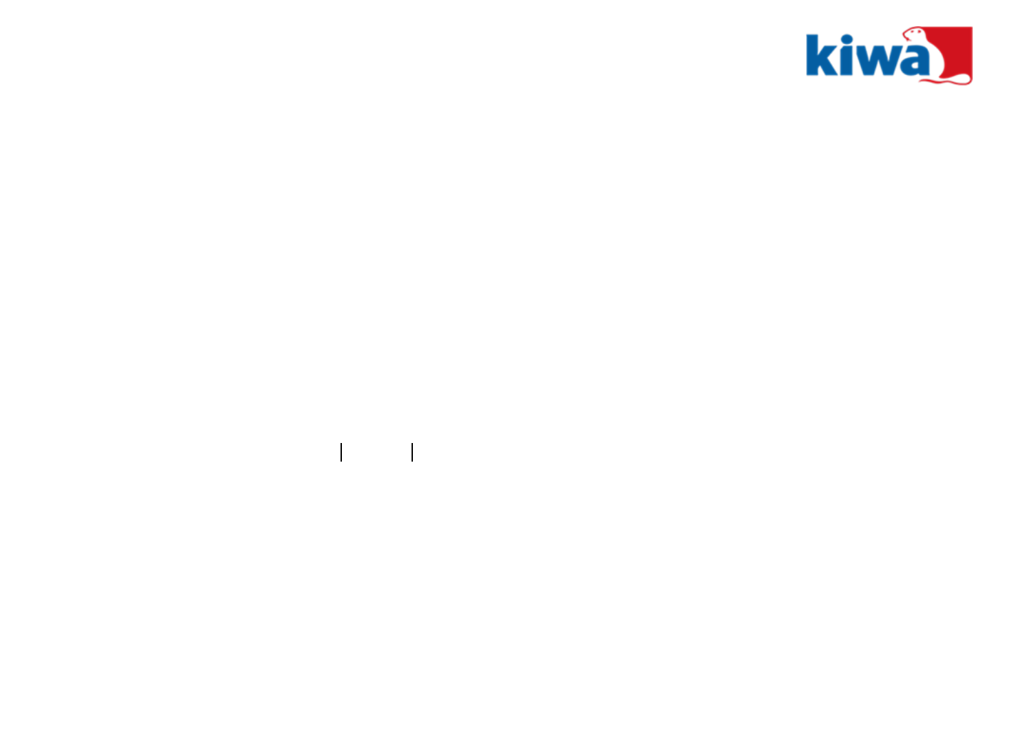kiwa